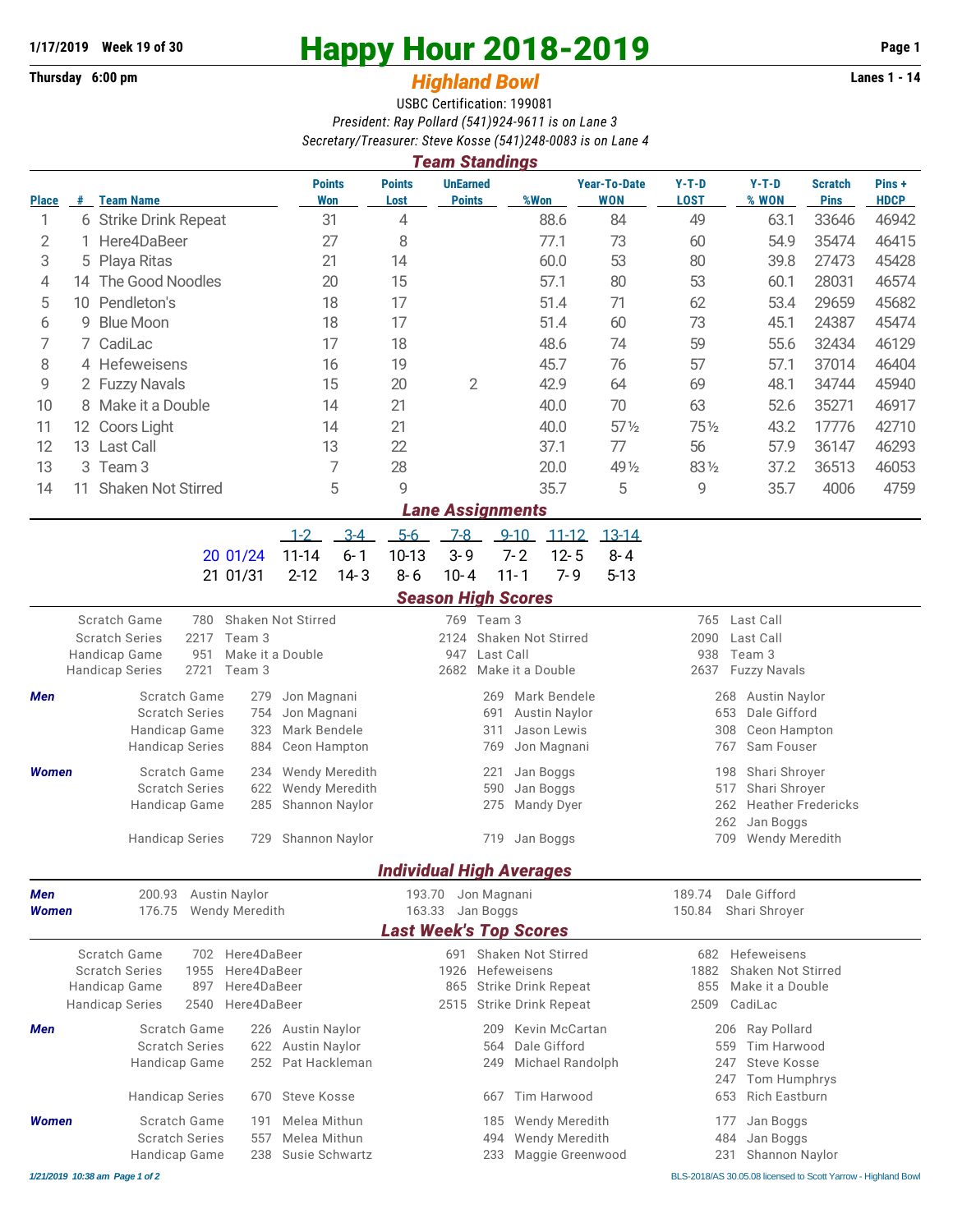1/17/2019 Week 19 of 30

Thursday 6:00 pm

# Happy Hour 2018-2019

## *Highland Bowl*

Lanes 1 - 14

USBC Certification: 199081

*President: Ray Pollard (541)924-9611 is on Lane 3*

*Secretary/Treasurer: Steve Kosse (541)248-0083 is on Lane 4*

### *Team Standings*

| Place | # | Team Name | Points Won | Points Lost | UnEarned Points | %Won | Year-To-Date WON | Y-T-D LOST | Y-T-D % WON | Scratch Pins | Pins + HDCP |
|---|---|---|---|---|---|---|---|---|---|---|---|
| 1 | 6 | Strike Drink Repeat | 31 | 4 | | 88.6 | 84 | 49 | 63.1 | 33646 | 46942 |
| 2 | 1 | Here4DaBeer | 27 | 8 | | 77.1 | 73 | 60 | 54.9 | 35474 | 46415 |
| 3 | 5 | Playa Ritas | 21 | 14 | | 60.0 | 53 | 80 | 39.8 | 27473 | 45428 |
| 4 | 14 | The Good Noodles | 20 | 15 | | 57.1 | 80 | 53 | 60.1 | 28031 | 46574 |
| 5 | 10 | Pendleton's | 18 | 17 | | 51.4 | 71 | 62 | 53.4 | 29659 | 45682 |
| 6 | 9 | Blue Moon | 18 | 17 | | 51.4 | 60 | 73 | 45.1 | 24387 | 45474 |
| 7 | 7 | CadiLac | 17 | 18 | | 48.6 | 74 | 59 | 55.6 | 32434 | 46129 |
| 8 | 4 | Hefeweisens | 16 | 19 | | 45.7 | 76 | 57 | 57.1 | 37014 | 46404 |
| 9 | 2 | Fuzzy Navals | 15 | 20 | 2 | 42.9 | 64 | 69 | 48.1 | 34744 | 45940 |
| 10 | 8 | Make it a Double | 14 | 21 | | 40.0 | 70 | 63 | 52.6 | 35271 | 46917 |
| 11 | 12 | Coors Light | 14 | 21 | | 40.0 | 57½ | 75½ | 43.2 | 17776 | 42710 |
| 12 | 13 | Last Call | 13 | 22 | | 37.1 | 77 | 56 | 57.9 | 36147 | 46293 |
| 13 | 3 | Team 3 | 7 | 28 | | 20.0 | 49½ | 83½ | 37.2 | 36513 | 46053 |
| 14 | 11 | Shaken Not Stirred | 5 | 9 | | 35.7 | 5 | 9 | 35.7 | 4006 | 4759 |

### *Lane Assignments*

| | 1-2 | 3-4 | 5-6 | 7-8 | 9-10 | 11-12 | 13-14 |
|---|---|---|---|---|---|---|---|
| 20 01/24 | 11-14 | 6-1 | 10-13 | 3-9 | 7-2 | 12-5 | 8-4 |
| 21 01/31 | 2-12 | 14-3 | 8-6 | 10-4 | 11-1 | 7-9 | 5-13 |

### *Season High Scores*

| | | | | | | |
|---|---|---|---|---|---|---|
| Scratch Game | 780 | Shaken Not Stirred | 769 | Team 3 | 765 | Last Call |
| Scratch Series | 2217 | Team 3 | 2124 | Shaken Not Stirred | 2090 | Last Call |
| Handicap Game | 951 | Make it a Double | 947 | Last Call | 938 | Team 3 |
| Handicap Series | 2721 | Team 3 | 2682 | Make it a Double | 2637 | Fuzzy Navals |

***Men***

| | | | | | | |
|---|---|---|---|---|---|---|
| Scratch Game | 279 | Jon Magnani | 269 | Mark Bendele | 268 | Austin Naylor |
| Scratch Series | 754 | Jon Magnani | 691 | Austin Naylor | 653 | Dale Gifford |
| Handicap Game | 323 | Mark Bendele | 311 | Jason Lewis | 308 | Ceon Hampton |
| Handicap Series | 884 | Ceon Hampton | 769 | Jon Magnani | 767 | Sam Fouser |

***Women***

| | | | | | | |
|---|---|---|---|---|---|---|
| Scratch Game | 234 | Wendy Meredith | 221 | Jan Boggs | 198 | Shari Shroyer |
| Scratch Series | 622 | Wendy Meredith | 590 | Jan Boggs | 517 | Shari Shroyer |
| Handicap Game | 285 | Shannon Naylor | 275 | Mandy Dyer | 262 | Heather Fredericks |
| | | | | | 262 | Jan Boggs |
| Handicap Series | 729 | Shannon Naylor | 719 | Jan Boggs | 709 | Wendy Meredith |

### *Individual High Averages*

| | | | | | | |
|---|---|---|---|---|---|---|
| ***Men*** | 200.93 | Austin Naylor | 193.70 | Jon Magnani | 189.74 | Dale Gifford |
| ***Women*** | 176.75 | Wendy Meredith | 163.33 | Jan Boggs | 150.84 | Shari Shroyer |

### *Last Week's Top Scores*

| | | | | | | |
|---|---|---|---|---|---|---|
| Scratch Game | 702 | Here4DaBeer | 691 | Shaken Not Stirred | 682 | Hefeweisens |
| Scratch Series | 1955 | Here4DaBeer | 1926 | Hefeweisens | 1882 | Shaken Not Stirred |
| Handicap Game | 897 | Here4DaBeer | 865 | Strike Drink Repeat | 855 | Make it a Double |
| Handicap Series | 2540 | Here4DaBeer | 2515 | Strike Drink Repeat | 2509 | CadiLac |

***Men***

| | | | | | | |
|---|---|---|---|---|---|---|
| Scratch Game | 226 | Austin Naylor | 209 | Kevin McCartan | 206 | Ray Pollard |
| Scratch Series | 622 | Austin Naylor | 564 | Dale Gifford | 559 | Tim Harwood |
| Handicap Game | 252 | Pat Hackleman | 249 | Michael Randolph | 247 | Steve Kosse |
| | | | | | 247 | Tom Humphrys |
| Handicap Series | 670 | Steve Kosse | 667 | Tim Harwood | 653 | Rich Eastburn |

***Women***

| | | | | | | |
|---|---|---|---|---|---|---|
| Scratch Game | 191 | Melea Mithun | 185 | Wendy Meredith | 177 | Jan Boggs |
| Scratch Series | 557 | Melea Mithun | 494 | Wendy Meredith | 484 | Jan Boggs |
| Handicap Game | 238 | Susie Schwartz | 233 | Maggie Greenwood | 231 | Shannon Naylor |

*1/21/2019 10:38 am Page 1 of 2* BLS-2018/AS 30.05.08 licensed to Scott Yarrow - Highland Bowl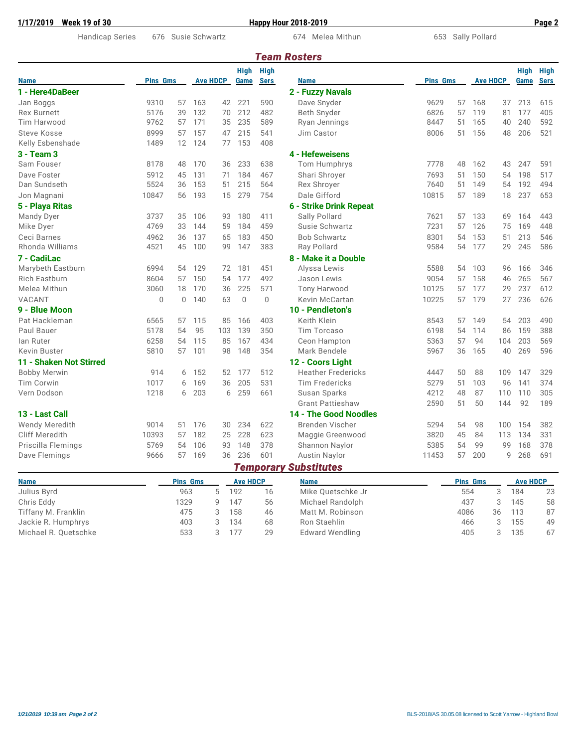1/17/2019 Week 19 of 30 Happy Hour 2018-2019

| Handicap Series | | | |
|---|---|---|---|
| | 676 Susie Schwartz | 674 Melea Mithun | 653 Sally Pollard |

## Team Rosters

| Name | Pins | Gms | Ave | HDCP | High Game | High Sers | Name | Pins | Gms | Ave | HDCP | High Game | High Sers |
|---|---|---|---|---|---|---|---|---|---|---|---|---|---|
| **1 - Here4DaBeer** | | | | | | | **2 - Fuzzy Navals** | | | | | | |
| Jan Boggs | 9310 | 57 | 163 | 42 | 221 | 590 | Dave Snyder | 9629 | 57 | 168 | 37 | 213 | 615 |
| Rex Burnett | 5176 | 39 | 132 | 70 | 212 | 482 | Beth Snyder | 6826 | 57 | 119 | 81 | 177 | 405 |
| Tim Harwood | 9762 | 57 | 171 | 35 | 235 | 589 | Ryan Jennings | 8447 | 51 | 165 | 40 | 240 | 592 |
| Steve Kosse | 8999 | 57 | 157 | 47 | 215 | 541 | Jim Castor | 8006 | 51 | 156 | 48 | 206 | 521 |
| Kelly Esbenshade | 1489 | 12 | 124 | 77 | 153 | 408 | | | | | | | |
| **3 - Team 3** | | | | | | | **4 - Hefeweisens** | | | | | | |
| Sam Fouser | 8178 | 48 | 170 | 36 | 233 | 638 | Tom Humphrys | 7778 | 48 | 162 | 43 | 247 | 591 |
| Dave Foster | 5912 | 45 | 131 | 71 | 184 | 467 | Shari Shroyer | 7693 | 51 | 150 | 54 | 198 | 517 |
| Dan Sundseth | 5524 | 36 | 153 | 51 | 215 | 564 | Rex Shroyer | 7640 | 51 | 149 | 54 | 192 | 494 |
| Jon Magnani | 10847 | 56 | 193 | 15 | 279 | 754 | Dale Gifford | 10815 | 57 | 189 | 18 | 237 | 653 |
| **5 - Playa Ritas** | | | | | | | **6 - Strike Drink Repeat** | | | | | | |
| Mandy Dyer | 3737 | 35 | 106 | 93 | 180 | 411 | Sally Pollard | 7621 | 57 | 133 | 69 | 164 | 443 |
| Mike Dyer | 4769 | 33 | 144 | 59 | 184 | 459 | Susie Schwartz | 7231 | 57 | 126 | 75 | 169 | 448 |
| Ceci Barnes | 4962 | 36 | 137 | 65 | 183 | 450 | Bob Schwartz | 8301 | 54 | 153 | 51 | 213 | 546 |
| Rhonda Williams | 4521 | 45 | 100 | 99 | 147 | 383 | Ray Pollard | 9584 | 54 | 177 | 29 | 245 | 586 |
| **7 - CadiLac** | | | | | | | **8 - Make it a Double** | | | | | | |
| Marybeth Eastburn | 6994 | 54 | 129 | 72 | 181 | 451 | Alyssa Lewis | 5588 | 54 | 103 | 96 | 166 | 346 |
| Rich Eastburn | 8604 | 57 | 150 | 54 | 177 | 492 | Jason Lewis | 9054 | 57 | 158 | 46 | 265 | 567 |
| Melea Mithun | 3060 | 18 | 170 | 36 | 225 | 571 | Tony Harwood | 10125 | 57 | 177 | 29 | 237 | 612 |
| VACANT | 0 | 0 | 140 | 63 | 0 | 0 | Kevin McCartan | 10225 | 57 | 179 | 27 | 236 | 626 |
| **9 - Blue Moon** | | | | | | | **10 - Pendleton's** | | | | | | |
| Pat Hackleman | 6565 | 57 | 115 | 85 | 166 | 403 | Keith Klein | 8543 | 57 | 149 | 54 | 203 | 490 |
| Paul Bauer | 5178 | 54 | 95 | 103 | 139 | 350 | Tim Torcaso | 6198 | 54 | 114 | 86 | 159 | 388 |
| Ian Ruter | 6258 | 54 | 115 | 85 | 167 | 434 | Ceon Hampton | 5363 | 57 | 94 | 104 | 203 | 569 |
| Kevin Buster | 5810 | 57 | 101 | 98 | 148 | 354 | Mark Bendele | 5967 | 36 | 165 | 40 | 269 | 596 |
| **11 - Shaken Not Stirred** | | | | | | | **12 - Coors Light** | | | | | | |
| Bobby Merwin | 914 | 6 | 152 | 52 | 177 | 512 | Heather Fredericks | 4447 | 50 | 88 | 109 | 147 | 329 |
| Tim Corwin | 1017 | 6 | 169 | 36 | 205 | 531 | Tim Fredericks | 5279 | 51 | 103 | 96 | 141 | 374 |
| Vern Dodson | 1218 | 6 | 203 | 6 | 259 | 661 | Susan Sparks | 4212 | 48 | 87 | 110 | 110 | 305 |
| | | | | | | | Grant Pattieshaw | 2590 | 51 | 50 | 144 | 92 | 189 |
| **13 - Last Call** | | | | | | | **14 - The Good Noodles** | | | | | | |
| Wendy Meredith | 9014 | 51 | 176 | 30 | 234 | 622 | Brenden Vischer | 5294 | 54 | 98 | 100 | 154 | 382 |
| Cliff Meredith | 10393 | 57 | 182 | 25 | 228 | 623 | Maggie Greenwood | 3820 | 45 | 84 | 113 | 134 | 331 |
| Priscilla Flemings | 5769 | 54 | 106 | 93 | 148 | 378 | Shannon Naylor | 5385 | 54 | 99 | 99 | 168 | 378 |
| Dave Flemings | 9666 | 57 | 169 | 36 | 236 | 601 | Austin Naylor | 11453 | 57 | 200 | 9 | 268 | 691 |

## Temporary Substitutes

| Name | Pins | Gms | Ave | HDCP | Name | Pins | Gms | Ave | HDCP |
|---|---|---|---|---|---|---|---|---|---|
| Julius Byrd | 963 | 5 | 192 | 16 | Mike Quetschke Jr | 554 | 3 | 184 | 23 |
| Chris Eddy | 1329 | 9 | 147 | 56 | Michael Randolph | 437 | 3 | 145 | 58 |
| Tiffany M. Franklin | 475 | 3 | 158 | 46 | Matt M. Robinson | 4086 | 36 | 113 | 87 |
| Jackie R. Humphrys | 403 | 3 | 134 | 68 | Ron Staehlin | 466 | 3 | 155 | 49 |
| Michael R. Quetschke | 533 | 3 | 177 | 29 | Edward Wendling | 405 | 3 | 135 | 67 |

1/21/2019 10:39 am

BLS-2018/AS 30.05.08 licensed to Scott Yarrow - Highland Bowl